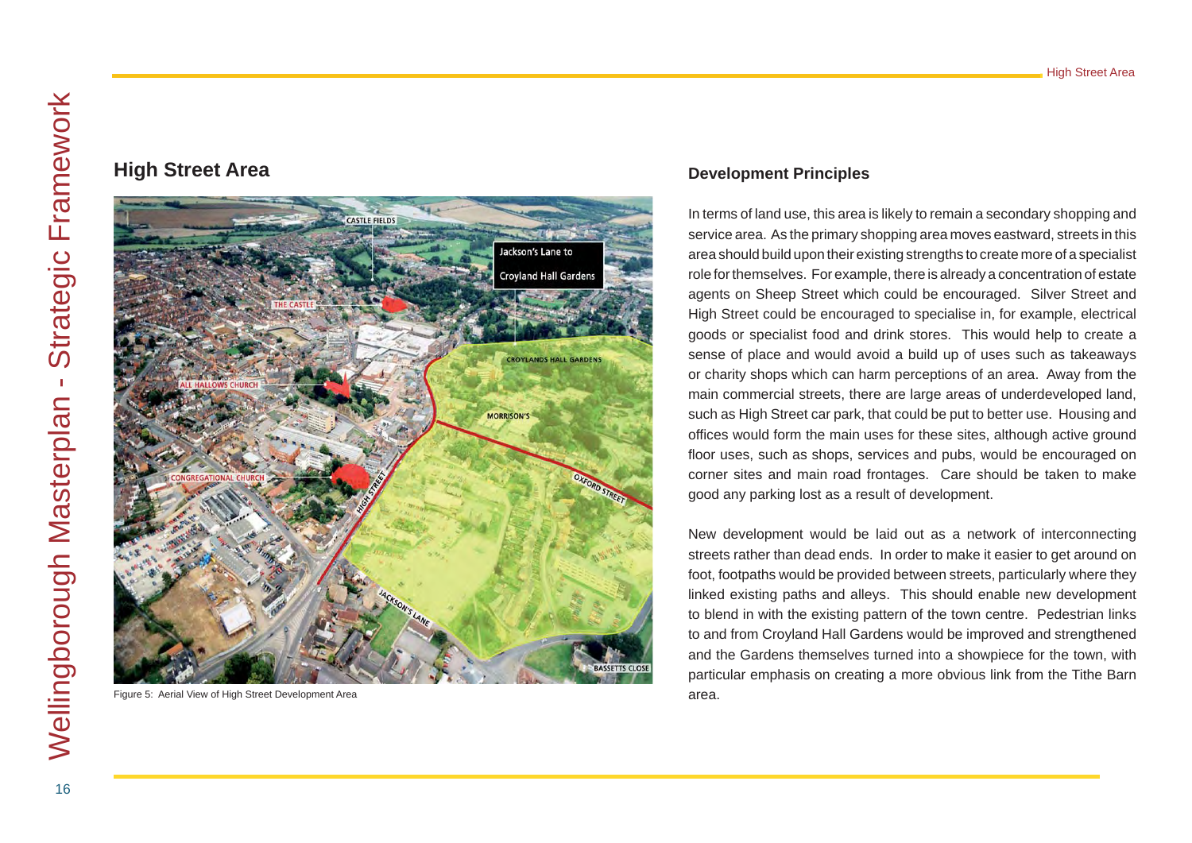## High Street Area

Figure 5: Aerial View of High Street Development Area

### Development Principles

In terms of land use, this area is likely to remain a secondary shopping and service area. As the primary shopping area moves eastward, streets in this area should build upon their existing strengths to create more of a specialist role for themselves. For example, there is already a concentration of estate agents on Sheep Street which could be encouraged. Silver Street and High Street could be encouraged to specialise in, for example, electrical goods or specialist food and drink stores. This would help to create a sense of place and would avoid a build up of uses such as takeaways or charity shops which can harm perceptions of an area. Away from the main commercial streets, there are large areas of underdeveloped land, such as High Street car park, that could be put to better use. Housing and offices would form the main uses for these sites, although active ground floor uses, such as shops, services and pubs, would be encouraged on corner sites and main road frontages. Care should be taken to make good any parking lost as a result of development.

New development would be laid out as a network of interconnecting streets rather than dead ends. In order to make it easier to get around on foot, footpaths would be provided between streets, particularly where they linked existing paths and alleys. This should enable new development to blend in with the existing pattern of the town centre. Pedestrian links to and from Croyland Hall Gardens would be improved and strengthened and the Gardens themselves turned into a showpiece for the town, with particular emphasis on creating a more obvious link from the Tithe Barn area.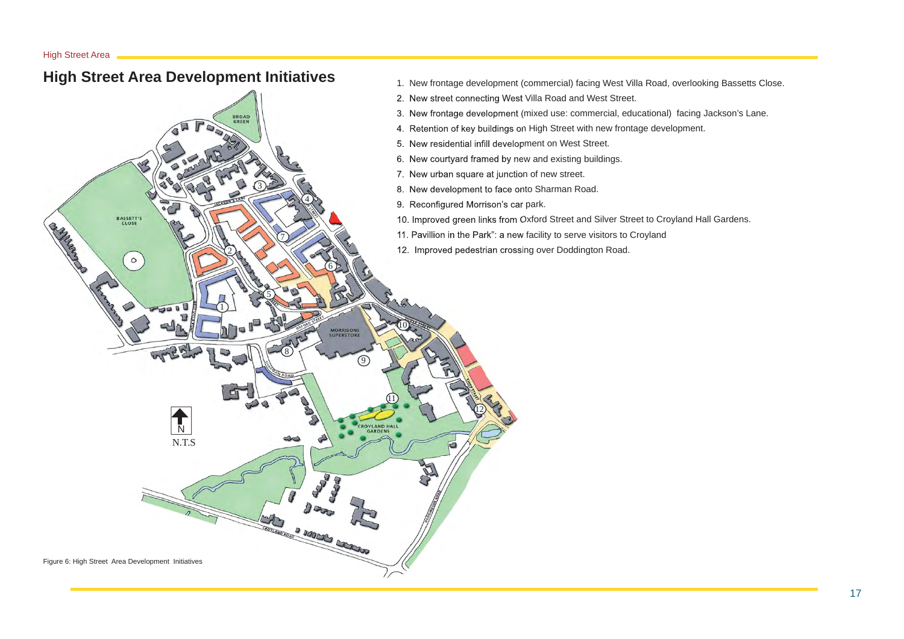# High Street Area Development Initiatives

1. New frontage development (commercial) facing West Villa Road, overlooking Bassetts Close.
2. New street connecting West Villa Road and West Street.
3. New frontage development (mixed use: commercial, educational) facing Jackson's Lane.
4. Retention of key buildings on High Street with new frontage development.
5. New residential infill development on West Street.
6. New courtyard framed by new and existing buildings.
7. New urban square at junction of new street.
8. New development to face onto Sharman Road.
9. Reconfigured Morrison's car park.
10. Improved green links from Oxford Street and Silver Street to Croyland Hall Gardens.
11. Pavillion in the Park": a new facility to serve visitors to Croyland
12. Improved pedestrian crossing over Doddington Road.

Figure 6: High Street Area Development Initiatives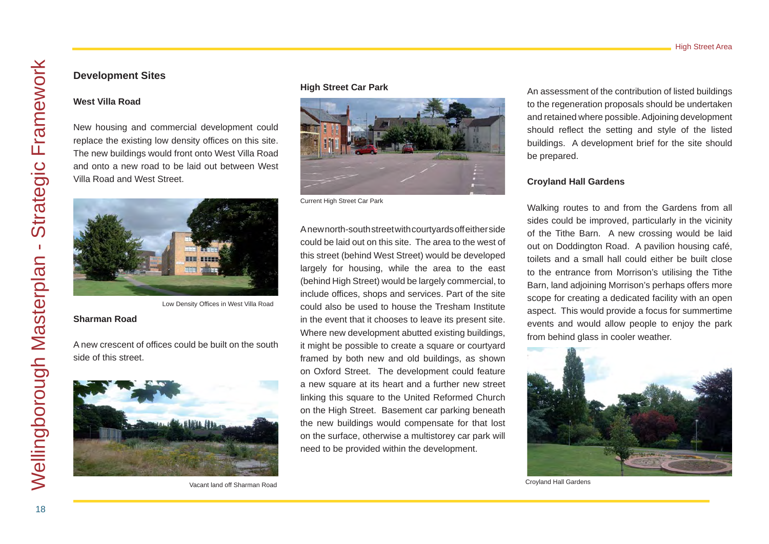## Development Sites

### West Villa Road

New housing and commercial development could replace the existing low density offices on this site. The new buildings would front onto West Villa Road and onto a new road to be laid out between West Villa Road and West Street.

Low Density Offices in West Villa Road

### Sharman Road

A new crescent of offices could be built on the south side of this street.

Vacant land off Sharman Road

### High Street Car Park

Current High Street Car Park

A new north-south street with courtyards off either side could be laid out on this site. The area to the west of this street (behind West Street) would be developed largely for housing, while the area to the east (behind High Street) would be largely commercial, to include offices, shops and services. Part of the site could also be used to house the Tresham Institute in the event that it chooses to leave its present site. Where new development abutted existing buildings, it might be possible to create a square or courtyard framed by both new and old buildings, as shown on Oxford Street. The development could feature a new square at its heart and a further new street linking this square to the United Reformed Church on the High Street. Basement car parking beneath the new buildings would compensate for that lost on the surface, otherwise a multistorey car park will need to be provided within the development.

An assessment of the contribution of listed buildings to the regeneration proposals should be undertaken and retained where possible. Adjoining development should reflect the setting and style of the listed buildings. A development brief for the site should be prepared.

### Croyland Hall Gardens

Walking routes to and from the Gardens from all sides could be improved, particularly in the vicinity of the Tithe Barn. A new crossing would be laid out on Doddington Road. A pavilion housing café, toilets and a small hall could either be built close to the entrance from Morrison's utilising the Tithe Barn, land adjoining Morrison's perhaps offers more scope for creating a dedicated facility with an open aspect. This would provide a focus for summertime events and would allow people to enjoy the park from behind glass in cooler weather.

Croyland Hall Gardens